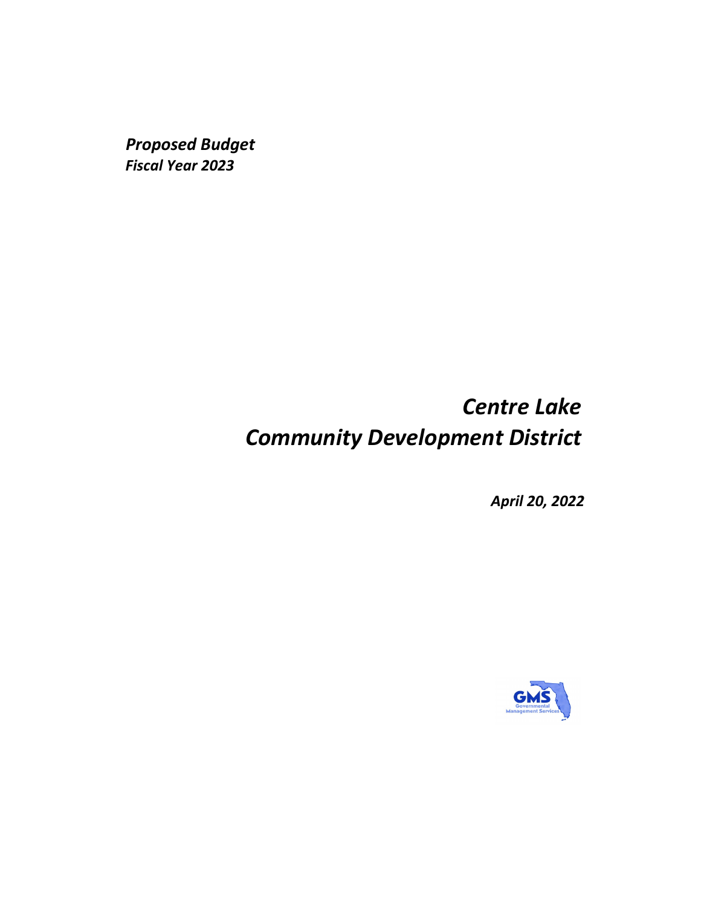***Proposed Budget***
***Fiscal Year 2023***

# *Centre Lake Community Development District*

***April 20, 2022***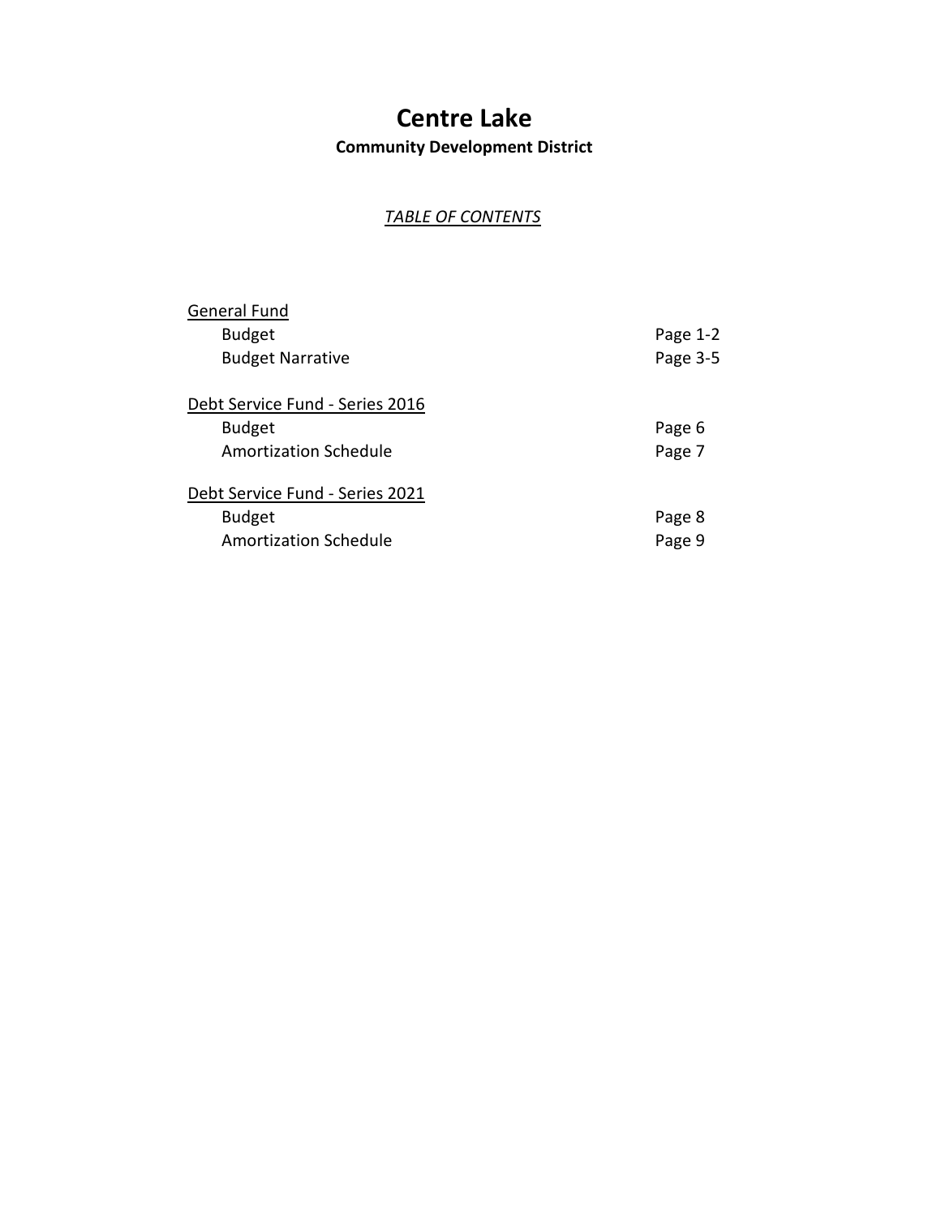# Centre Lake

## Community Development District

*TABLE OF CONTENTS*

| | |
|---|---|
| General Fund | |
| Budget | Page 1-2 |
| Budget Narrative | Page 3-5 |
| | |
| Debt Service Fund - Series 2016 | |
| Budget | Page 6 |
| Amortization Schedule | Page 7 |
| | |
| Debt Service Fund - Series 2021 | |
| Budget | Page 8 |
| Amortization Schedule | Page 9 |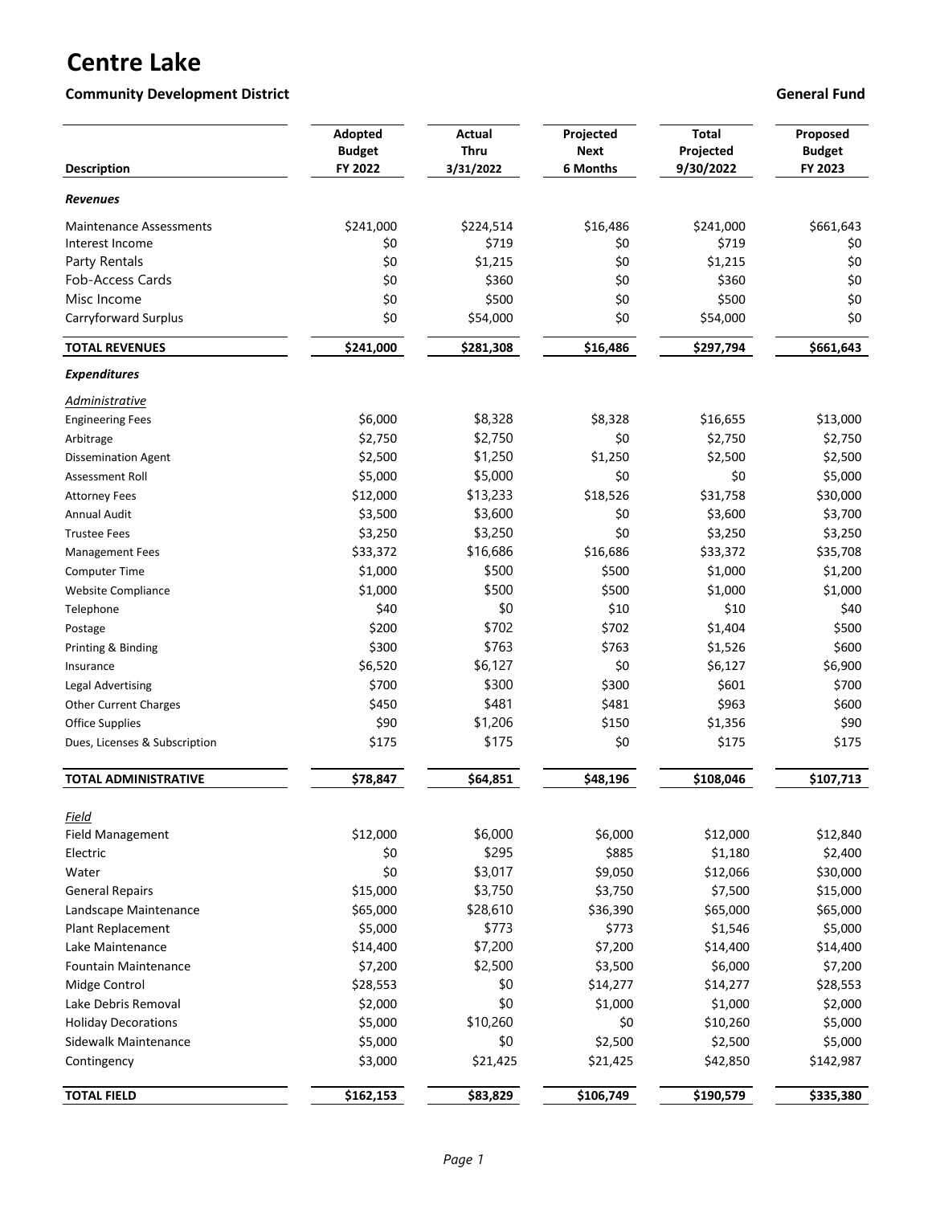# Centre Lake

**Community Development District** **General Fund**

| Description | Adopted Budget FY 2022 | Actual Thru 3/31/2022 | Projected Next 6 Months | Total Projected 9/30/2022 | Proposed Budget FY 2023 |
|---|---|---|---|---|---|
| ***Revenues*** | | | | | |
| Maintenance Assessments | $241,000 | $224,514 | $16,486 | $241,000 | $661,643 |
| Interest Income | $0 | $719 | $0 | $719 | $0 |
| Party Rentals | $0 | $1,215 | $0 | $1,215 | $0 |
| Fob-Access Cards | $0 | $360 | $0 | $360 | $0 |
| Misc Income | $0 | $500 | $0 | $500 | $0 |
| Carryforward Surplus | $0 | $54,000 | $0 | $54,000 | $0 |
| **TOTAL REVENUES** | **$241,000** | **$281,308** | **$16,486** | **$297,794** | **$661,643** |
| ***Expenditures*** | | | | | |
| *Administrative* | | | | | |
| Engineering Fees | $6,000 | $8,328 | $8,328 | $16,655 | $13,000 |
| Arbitrage | $2,750 | $2,750 | $0 | $2,750 | $2,750 |
| Dissemination Agent | $2,500 | $1,250 | $1,250 | $2,500 | $2,500 |
| Assessment Roll | $5,000 | $5,000 | $0 | $0 | $5,000 |
| Attorney Fees | $12,000 | $13,233 | $18,526 | $31,758 | $30,000 |
| Annual Audit | $3,500 | $3,600 | $0 | $3,600 | $3,700 |
| Trustee Fees | $3,250 | $3,250 | $0 | $3,250 | $3,250 |
| Management Fees | $33,372 | $16,686 | $16,686 | $33,372 | $35,708 |
| Computer Time | $1,000 | $500 | $500 | $1,000 | $1,200 |
| Website Compliance | $1,000 | $500 | $500 | $1,000 | $1,000 |
| Telephone | $40 | $0 | $10 | $10 | $40 |
| Postage | $200 | $702 | $702 | $1,404 | $500 |
| Printing & Binding | $300 | $763 | $763 | $1,526 | $600 |
| Insurance | $6,520 | $6,127 | $0 | $6,127 | $6,900 |
| Legal Advertising | $700 | $300 | $300 | $601 | $700 |
| Other Current Charges | $450 | $481 | $481 | $963 | $600 |
| Office Supplies | $90 | $1,206 | $150 | $1,356 | $90 |
| Dues, Licenses & Subscription | $175 | $175 | $0 | $175 | $175 |
| **TOTAL ADMINISTRATIVE** | **$78,847** | **$64,851** | **$48,196** | **$108,046** | **$107,713** |
| *Field* | | | | | |
| Field Management | $12,000 | $6,000 | $6,000 | $12,000 | $12,840 |
| Electric | $0 | $295 | $885 | $1,180 | $2,400 |
| Water | $0 | $3,017 | $9,050 | $12,066 | $30,000 |
| General Repairs | $15,000 | $3,750 | $3,750 | $7,500 | $15,000 |
| Landscape Maintenance | $65,000 | $28,610 | $36,390 | $65,000 | $65,000 |
| Plant Replacement | $5,000 | $773 | $773 | $1,546 | $5,000 |
| Lake Maintenance | $14,400 | $7,200 | $7,200 | $14,400 | $14,400 |
| Fountain Maintenance | $7,200 | $2,500 | $3,500 | $6,000 | $7,200 |
| Midge Control | $28,553 | $0 | $14,277 | $14,277 | $28,553 |
| Lake Debris Removal | $2,000 | $0 | $1,000 | $1,000 | $2,000 |
| Holiday Decorations | $5,000 | $10,260 | $0 | $10,260 | $5,000 |
| Sidewalk Maintenance | $5,000 | $0 | $2,500 | $2,500 | $5,000 |
| Contingency | $3,000 | $21,425 | $21,425 | $42,850 | $142,987 |
| **TOTAL FIELD** | **$162,153** | **$83,829** | **$106,749** | **$190,579** | **$335,380** |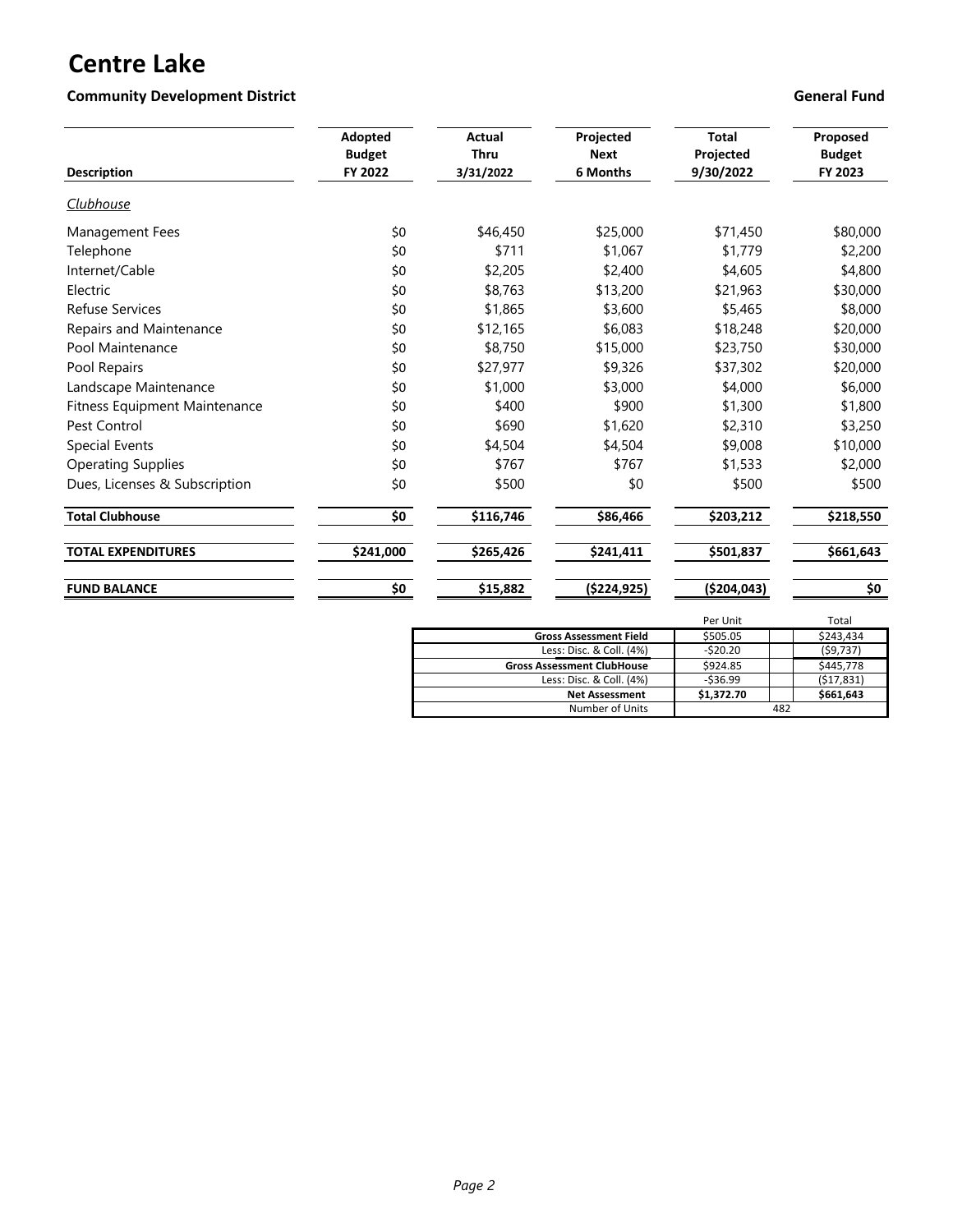# Centre Lake

**Community Development District** **General Fund**

| Description | Adopted Budget FY 2022 | Actual Thru 3/31/2022 | Projected Next 6 Months | Total Projected 9/30/2022 | Proposed Budget FY 2023 |
|---|---|---|---|---|---|
| *Clubhouse* | | | | | |
| Management Fees | $0 | $46,450 | $25,000 | $71,450 | $80,000 |
| Telephone | $0 | $711 | $1,067 | $1,779 | $2,200 |
| Internet/Cable | $0 | $2,205 | $2,400 | $4,605 | $4,800 |
| Electric | $0 | $8,763 | $13,200 | $21,963 | $30,000 |
| Refuse Services | $0 | $1,865 | $3,600 | $5,465 | $8,000 |
| Repairs and Maintenance | $0 | $12,165 | $6,083 | $18,248 | $20,000 |
| Pool Maintenance | $0 | $8,750 | $15,000 | $23,750 | $30,000 |
| Pool Repairs | $0 | $27,977 | $9,326 | $37,302 | $20,000 |
| Landscape Maintenance | $0 | $1,000 | $3,000 | $4,000 | $6,000 |
| Fitness Equipment Maintenance | $0 | $400 | $900 | $1,300 | $1,800 |
| Pest Control | $0 | $690 | $1,620 | $2,310 | $3,250 |
| Special Events | $0 | $4,504 | $4,504 | $9,008 | $10,000 |
| Operating Supplies | $0 | $767 | $767 | $1,533 | $2,000 |
| Dues, Licenses & Subscription | $0 | $500 | $0 | $500 | $500 |
| **Total Clubhouse** | **$0** | **$116,746** | **$86,466** | **$203,212** | **$218,550** |
| **TOTAL EXPENDITURES** | **$241,000** | **$265,426** | **$241,411** | **$501,837** | **$661,643** |
| **FUND BALANCE** | **$0** | **$15,882** | **($224,925)** | **($204,043)** | **$0** |

| | Per Unit | Total |
|---|---|---|
| **Gross Assessment Field** | $505.05 | $243,434 |
| Less: Disc. & Coll. (4%) | -$20.20 | ($9,737) |
| **Gross Assessment ClubHouse** | $924.85 | $445,778 |
| Less: Disc. & Coll. (4%) | -$36.99 | ($17,831) |
| **Net Assessment** | **$1,372.70** | **$661,643** |
| Number of Units | 482 | |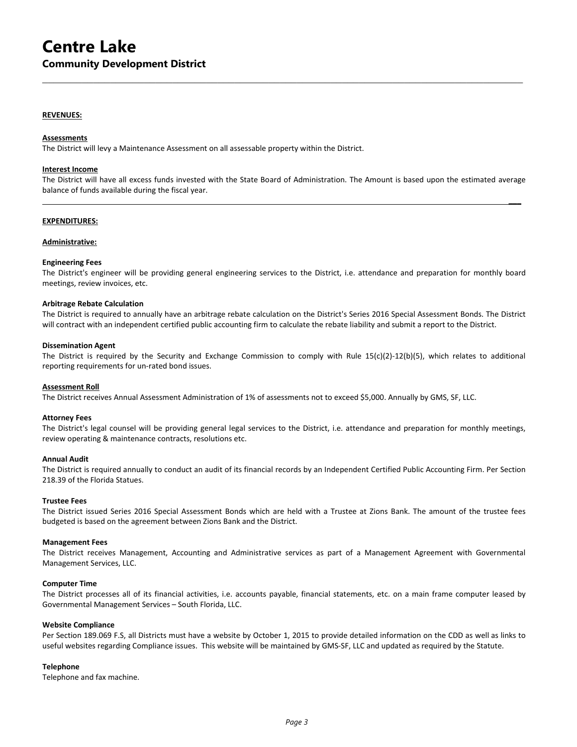# Centre Lake

## Community Development District

---

**REVENUES:**

**Assessments**

The District will levy a Maintenance Assessment on all assessable property within the District.

**Interest Income**

The District will have all excess funds invested with the State Board of Administration. The Amount is based upon the estimated average balance of funds available during the fiscal year.

---

**EXPENDITURES:**

**Administrative:**

**Engineering Fees**

The District's engineer will be providing general engineering services to the District, i.e. attendance and preparation for monthly board meetings, review invoices, etc.

**Arbitrage Rebate Calculation**

The District is required to annually have an arbitrage rebate calculation on the District's Series 2016 Special Assessment Bonds. The District will contract with an independent certified public accounting firm to calculate the rebate liability and submit a report to the District.

**Dissemination Agent**

The District is required by the Security and Exchange Commission to comply with Rule 15(c)(2)-12(b)(5), which relates to additional reporting requirements for un-rated bond issues.

**Assessment Roll**

The District receives Annual Assessment Administration of 1% of assessments not to exceed $5,000. Annually by GMS, SF, LLC.

**Attorney Fees**

The District's legal counsel will be providing general legal services to the District, i.e. attendance and preparation for monthly meetings, review operating & maintenance contracts, resolutions etc.

**Annual Audit**

The District is required annually to conduct an audit of its financial records by an Independent Certified Public Accounting Firm. Per Section 218.39 of the Florida Statues.

**Trustee Fees**

The District issued Series 2016 Special Assessment Bonds which are held with a Trustee at Zions Bank. The amount of the trustee fees budgeted is based on the agreement between Zions Bank and the District.

**Management Fees**

The District receives Management, Accounting and Administrative services as part of a Management Agreement with Governmental Management Services, LLC.

**Computer Time**

The District processes all of its financial activities, i.e. accounts payable, financial statements, etc. on a main frame computer leased by Governmental Management Services – South Florida, LLC.

**Website Compliance**

Per Section 189.069 F.S, all Districts must have a website by October 1, 2015 to provide detailed information on the CDD as well as links to useful websites regarding Compliance issues. This website will be maintained by GMS-SF, LLC and updated as required by the Statute.

**Telephone**

Telephone and fax machine.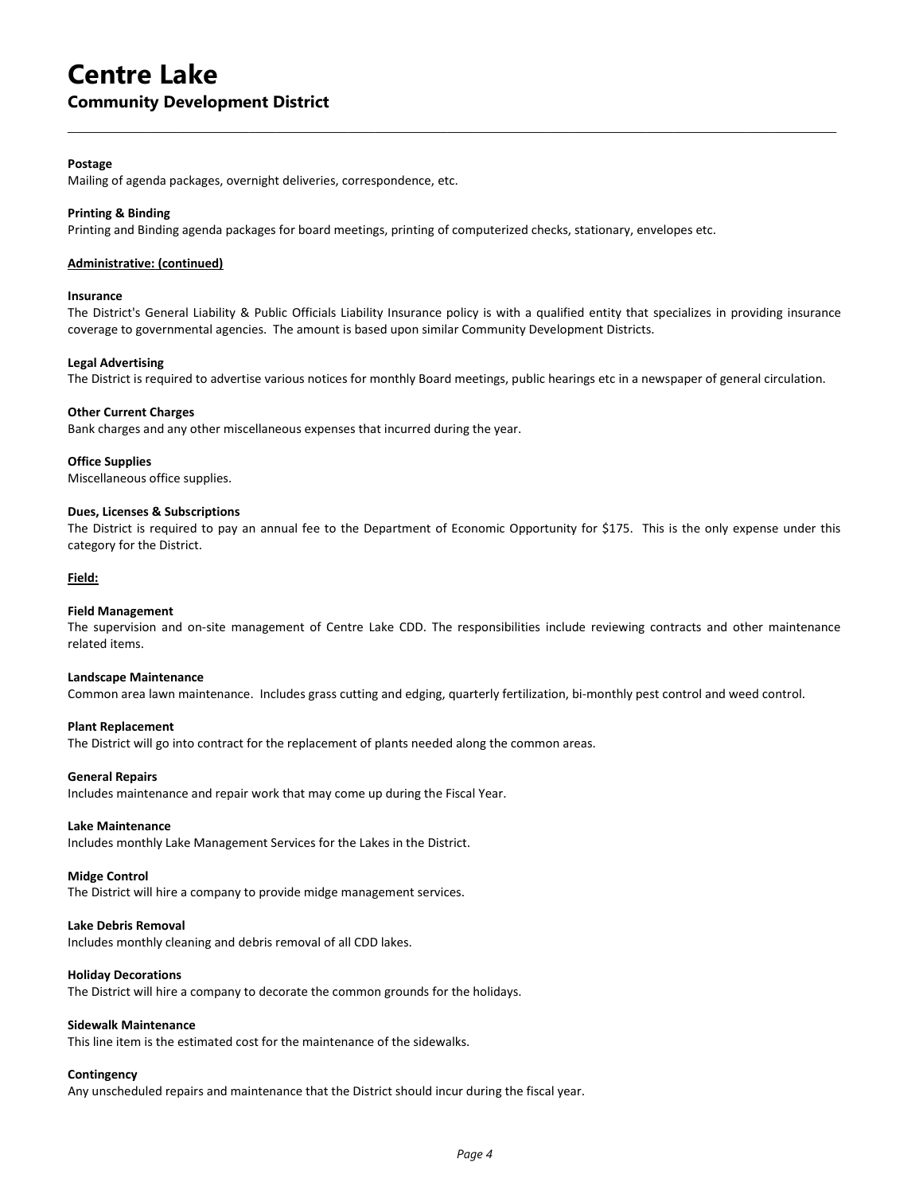# Centre Lake

## Community Development District

**Postage**

Mailing of agenda packages, overnight deliveries, correspondence, etc.

**Printing & Binding**

Printing and Binding agenda packages for board meetings, printing of computerized checks, stationary, envelopes etc.

**<u>Administrative: (continued)</u>**

**Insurance**

The District's General Liability & Public Officials Liability Insurance policy is with a qualified entity that specializes in providing insurance coverage to governmental agencies. The amount is based upon similar Community Development Districts.

**Legal Advertising**

The District is required to advertise various notices for monthly Board meetings, public hearings etc in a newspaper of general circulation.

**Other Current Charges**

Bank charges and any other miscellaneous expenses that incurred during the year.

**Office Supplies**

Miscellaneous office supplies.

**Dues, Licenses & Subscriptions**

The District is required to pay an annual fee to the Department of Economic Opportunity for $175. This is the only expense under this category for the District.

**<u>Field:</u>**

**Field Management**

The supervision and on-site management of Centre Lake CDD. The responsibilities include reviewing contracts and other maintenance related items.

**Landscape Maintenance**

Common area lawn maintenance. Includes grass cutting and edging, quarterly fertilization, bi-monthly pest control and weed control.

**Plant Replacement**

The District will go into contract for the replacement of plants needed along the common areas.

**General Repairs**

Includes maintenance and repair work that may come up during the Fiscal Year.

**Lake Maintenance**

Includes monthly Lake Management Services for the Lakes in the District.

**Midge Control**

The District will hire a company to provide midge management services.

**Lake Debris Removal**

Includes monthly cleaning and debris removal of all CDD lakes.

**Holiday Decorations**

The District will hire a company to decorate the common grounds for the holidays.

**Sidewalk Maintenance**

This line item is the estimated cost for the maintenance of the sidewalks.

**Contingency**

Any unscheduled repairs and maintenance that the District should incur during the fiscal year.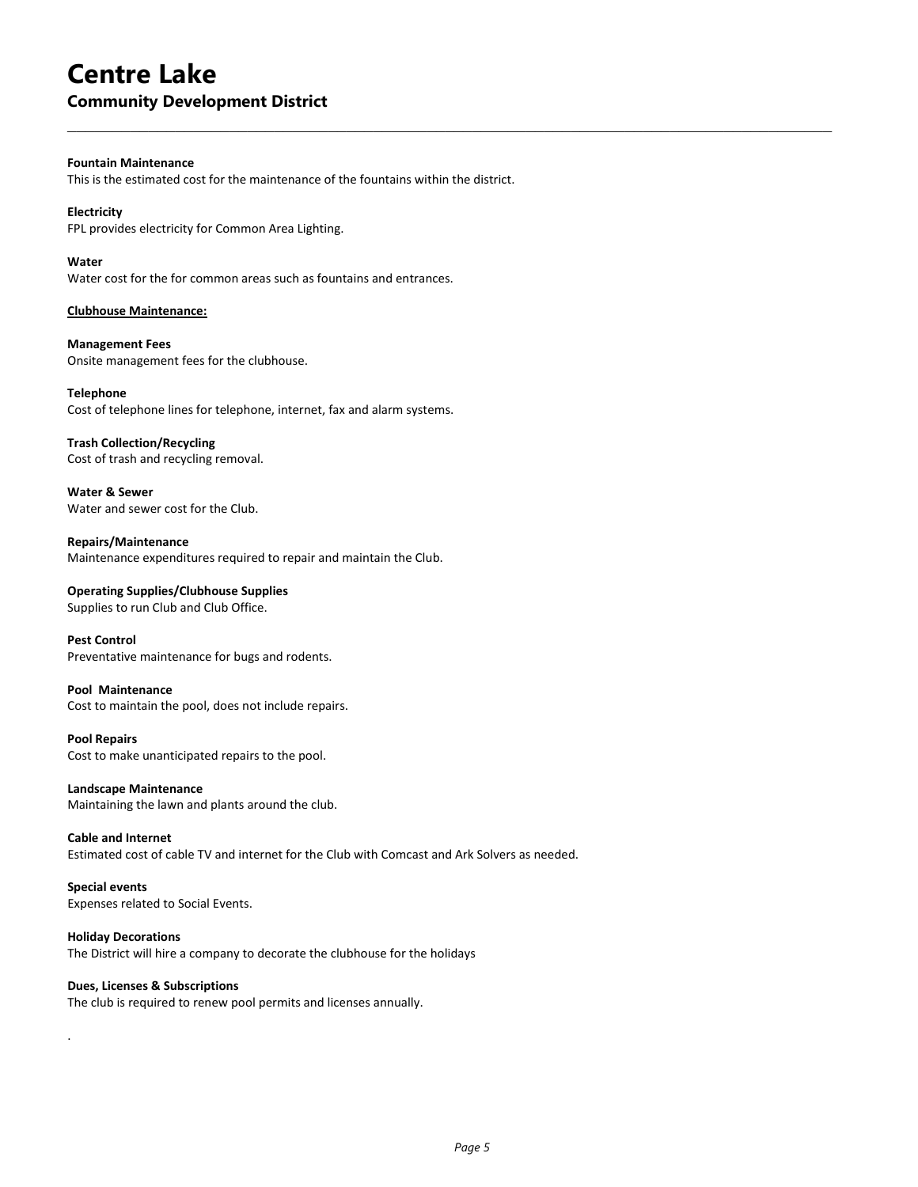# Centre Lake

## Community Development District

**Fountain Maintenance**
This is the estimated cost for the maintenance of the fountains within the district.

**Electricity**
FPL provides electricity for Common Area Lighting.

**Water**
Water cost for the for common areas such as fountains and entrances.

**Clubhouse Maintenance:**

**Management Fees**
Onsite management fees for the clubhouse.

**Telephone**
Cost of telephone lines for telephone, internet, fax and alarm systems.

**Trash Collection/Recycling**
Cost of trash and recycling removal.

**Water & Sewer**
Water and sewer cost for the Club.

**Repairs/Maintenance**
Maintenance expenditures required to repair and maintain the Club.

**Operating Supplies/Clubhouse Supplies**
Supplies to run Club and Club Office.

**Pest Control**
Preventative maintenance for bugs and rodents.

**Pool Maintenance**
Cost to maintain the pool, does not include repairs.

**Pool Repairs**
Cost to make unanticipated repairs to the pool.

**Landscape Maintenance**
Maintaining the lawn and plants around the club.

**Cable and Internet**
Estimated cost of cable TV and internet for the Club with Comcast and Ark Solvers as needed.

**Special events**
Expenses related to Social Events.

**Holiday Decorations**
The District will hire a company to decorate the clubhouse for the holidays

**Dues, Licenses & Subscriptions**
The club is required to renew pool permits and licenses annually.

.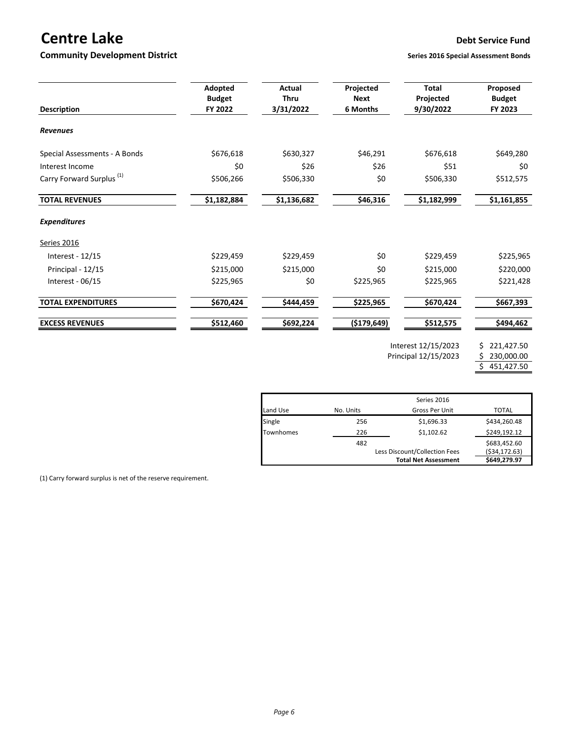# Centre Lake

## Community Development District

**Debt Service Fund**

**Series 2016 Special Assessment Bonds**

| Description | Adopted Budget FY 2022 | Actual Thru 3/31/2022 | Projected Next 6 Months | Total Projected 9/30/2022 | Proposed Budget FY 2023 |
|---|---|---|---|---|---|
| ***Revenues*** | | | | | |
| Special Assessments - A Bonds | $676,618 | $630,327 | $46,291 | $676,618 | $649,280 |
| Interest Income | $0 | $26 | $26 | $51 | $0 |
| Carry Forward Surplus [1] | $506,266 | $506,330 | $0 | $506,330 | $512,575 |
| **TOTAL REVENUES** | **$1,182,884** | **$1,136,682** | **$46,316** | **$1,182,999** | **$1,161,855** |
| ***Expenditures*** | | | | | |
| Series 2016 | | | | | |
| Interest - 12/15 | $229,459 | $229,459 | $0 | $229,459 | $225,965 |
| Principal - 12/15 | $215,000 | $215,000 | $0 | $215,000 | $220,000 |
| Interest - 06/15 | $225,965 | $0 | $225,965 | $225,965 | $221,428 |
| **TOTAL EXPENDITURES** | **$670,424** | **$444,459** | **$225,965** | **$670,424** | **$667,393** |
| **EXCESS REVENUES** | **$512,460** | **$692,224** | **($179,649)** | **$512,575** | **$494,462** |

| | |
|---|---|
| Interest 12/15/2023 | $ 221,427.50 |
| Principal 12/15/2023 | $ 230,000.00 |
| | $ 451,427.50 |

| Land Use | No. Units | Series 2016 Gross Per Unit | TOTAL |
|---|---|---|---|
| Single | 256 | $1,696.33 | $434,260.48 |
| Townhomes | 226 | $1,102.62 | $249,192.12 |
| | 482 | | $683,452.60 |
| | | Less Discount/Collection Fees | ($34,172.63) |
| | | **Total Net Assessment** | **$649,279.97** |

(1) Carry forward surplus is net of the reserve requirement.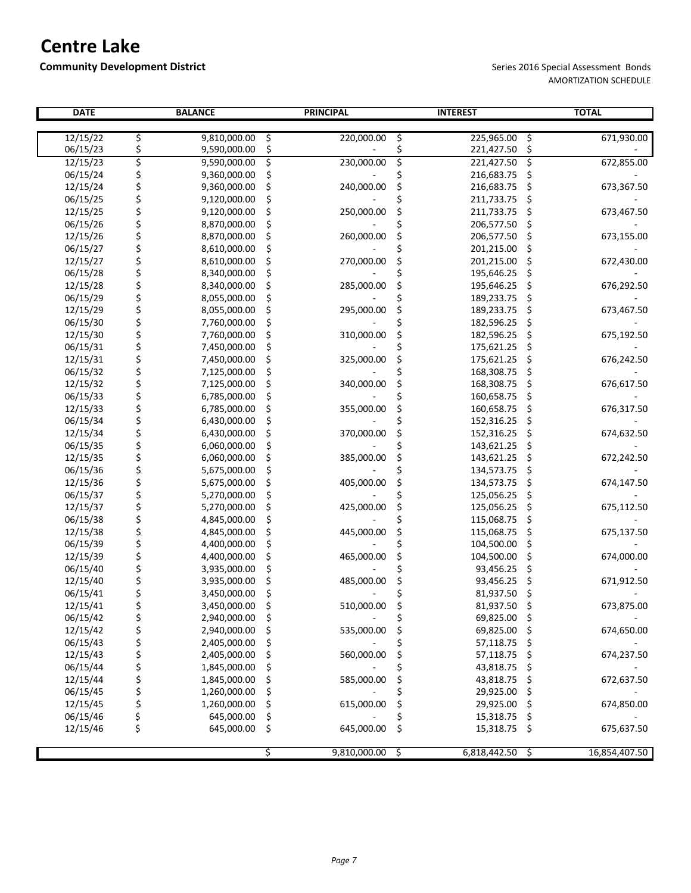# Centre Lake

**Community Development District**

Series 2016 Special Assessment Bonds
AMORTIZATION SCHEDULE

| DATE | BALANCE | PRINCIPAL | INTEREST | TOTAL |
|---|---|---|---|---|
| 12/15/22 | $ 9,810,000.00 | $ 220,000.00 | $ 225,965.00 | $ 671,930.00 |
| 06/15/23 | $ 9,590,000.00 | $ - | $ 221,427.50 | $ - |
| 12/15/23 | $ 9,590,000.00 | $ 230,000.00 | $ 221,427.50 | $ 672,855.00 |
| 06/15/24 | $ 9,360,000.00 | $ - | $ 216,683.75 | $ - |
| 12/15/24 | $ 9,360,000.00 | $ 240,000.00 | $ 216,683.75 | $ 673,367.50 |
| 06/15/25 | $ 9,120,000.00 | $ - | $ 211,733.75 | $ - |
| 12/15/25 | $ 9,120,000.00 | $ 250,000.00 | $ 211,733.75 | $ 673,467.50 |
| 06/15/26 | $ 8,870,000.00 | $ - | $ 206,577.50 | $ - |
| 12/15/26 | $ 8,870,000.00 | $ 260,000.00 | $ 206,577.50 | $ 673,155.00 |
| 06/15/27 | $ 8,610,000.00 | $ - | $ 201,215.00 | $ - |
| 12/15/27 | $ 8,610,000.00 | $ 270,000.00 | $ 201,215.00 | $ 672,430.00 |
| 06/15/28 | $ 8,340,000.00 | $ - | $ 195,646.25 | $ - |
| 12/15/28 | $ 8,340,000.00 | $ 285,000.00 | $ 195,646.25 | $ 676,292.50 |
| 06/15/29 | $ 8,055,000.00 | $ - | $ 189,233.75 | $ - |
| 12/15/29 | $ 8,055,000.00 | $ 295,000.00 | $ 189,233.75 | $ 673,467.50 |
| 06/15/30 | $ 7,760,000.00 | $ - | $ 182,596.25 | $ - |
| 12/15/30 | $ 7,760,000.00 | $ 310,000.00 | $ 182,596.25 | $ 675,192.50 |
| 06/15/31 | $ 7,450,000.00 | $ - | $ 175,621.25 | $ - |
| 12/15/31 | $ 7,450,000.00 | $ 325,000.00 | $ 175,621.25 | $ 676,242.50 |
| 06/15/32 | $ 7,125,000.00 | $ - | $ 168,308.75 | $ - |
| 12/15/32 | $ 7,125,000.00 | $ 340,000.00 | $ 168,308.75 | $ 676,617.50 |
| 06/15/33 | $ 6,785,000.00 | $ - | $ 160,658.75 | $ - |
| 12/15/33 | $ 6,785,000.00 | $ 355,000.00 | $ 160,658.75 | $ 676,317.50 |
| 06/15/34 | $ 6,430,000.00 | $ - | $ 152,316.25 | $ - |
| 12/15/34 | $ 6,430,000.00 | $ 370,000.00 | $ 152,316.25 | $ 674,632.50 |
| 06/15/35 | $ 6,060,000.00 | $ - | $ 143,621.25 | $ - |
| 12/15/35 | $ 6,060,000.00 | $ 385,000.00 | $ 143,621.25 | $ 672,242.50 |
| 06/15/36 | $ 5,675,000.00 | $ - | $ 134,573.75 | $ - |
| 12/15/36 | $ 5,675,000.00 | $ 405,000.00 | $ 134,573.75 | $ 674,147.50 |
| 06/15/37 | $ 5,270,000.00 | $ - | $ 125,056.25 | $ - |
| 12/15/37 | $ 5,270,000.00 | $ 425,000.00 | $ 125,056.25 | $ 675,112.50 |
| 06/15/38 | $ 4,845,000.00 | $ - | $ 115,068.75 | $ - |
| 12/15/38 | $ 4,845,000.00 | $ 445,000.00 | $ 115,068.75 | $ 675,137.50 |
| 06/15/39 | $ 4,400,000.00 | $ - | $ 104,500.00 | $ - |
| 12/15/39 | $ 4,400,000.00 | $ 465,000.00 | $ 104,500.00 | $ 674,000.00 |
| 06/15/40 | $ 3,935,000.00 | $ - | $ 93,456.25 | $ - |
| 12/15/40 | $ 3,935,000.00 | $ 485,000.00 | $ 93,456.25 | $ 671,912.50 |
| 06/15/41 | $ 3,450,000.00 | $ - | $ 81,937.50 | $ - |
| 12/15/41 | $ 3,450,000.00 | $ 510,000.00 | $ 81,937.50 | $ 673,875.00 |
| 06/15/42 | $ 2,940,000.00 | $ - | $ 69,825.00 | $ - |
| 12/15/42 | $ 2,940,000.00 | $ 535,000.00 | $ 69,825.00 | $ 674,650.00 |
| 06/15/43 | $ 2,405,000.00 | $ - | $ 57,118.75 | $ - |
| 12/15/43 | $ 2,405,000.00 | $ 560,000.00 | $ 57,118.75 | $ 674,237.50 |
| 06/15/44 | $ 1,845,000.00 | $ - | $ 43,818.75 | $ - |
| 12/15/44 | $ 1,845,000.00 | $ 585,000.00 | $ 43,818.75 | $ 672,637.50 |
| 06/15/45 | $ 1,260,000.00 | $ - | $ 29,925.00 | $ - |
| 12/15/45 | $ 1,260,000.00 | $ 615,000.00 | $ 29,925.00 | $ 674,850.00 |
| 06/15/46 | $ 645,000.00 | $ - | $ 15,318.75 | $ - |
| 12/15/46 | $ 645,000.00 | $ 645,000.00 | $ 15,318.75 | $ 675,637.50 |
| | | $ 9,810,000.00 | $ 6,818,442.50 | $ 16,854,407.50 |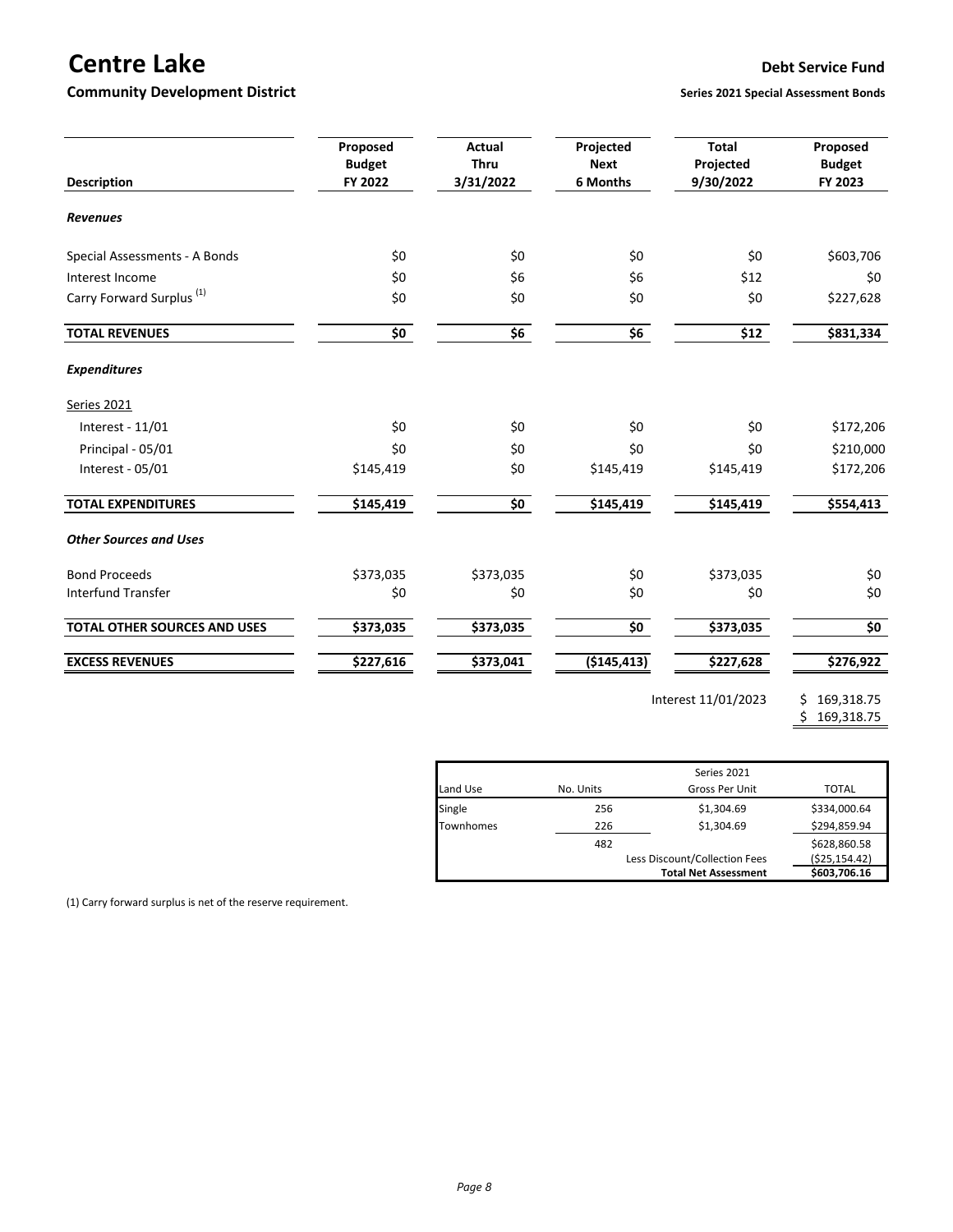# Centre Lake

**Community Development District**

## Debt Service Fund

**Series 2021 Special Assessment Bonds**

| Description | Proposed Budget FY 2022 | Actual Thru 3/31/2022 | Projected Next 6 Months | Total Projected 9/30/2022 | Proposed Budget FY 2023 |
|---|---|---|---|---|---|
| ***Revenues*** | | | | | |
| Special Assessments - A Bonds | $0 | $0 | $0 | $0 | $603,706 |
| Interest Income | $0 | $6 | $6 | $12 | $0 |
| Carry Forward Surplus [(1)] | $0 | $0 | $0 | $0 | $227,628 |
| **TOTAL REVENUES** | **$0** | **$6** | **$6** | **$12** | **$831,334** |
| ***Expenditures*** | | | | | |
| Series 2021 | | | | | |
| Interest - 11/01 | $0 | $0 | $0 | $0 | $172,206 |
| Principal - 05/01 | $0 | $0 | $0 | $0 | $210,000 |
| Interest - 05/01 | $145,419 | $0 | $145,419 | $145,419 | $172,206 |
| **TOTAL EXPENDITURES** | **$145,419** | **$0** | **$145,419** | **$145,419** | **$554,413** |
| ***Other Sources and Uses*** | | | | | |
| Bond Proceeds | $373,035 | $373,035 | $0 | $373,035 | $0 |
| Interfund Transfer | $0 | $0 | $0 | $0 | $0 |
| **TOTAL OTHER SOURCES AND USES** | **$373,035** | **$373,035** | **$0** | **$373,035** | **$0** |
| **EXCESS REVENUES** | **$227,616** | **$373,041** | **($145,413)** | **$227,628** | **$276,922** |

| | |
|---|---|
| Interest 11/01/2023 | $ 169,318.75 |
| | $ 169,318.75 |

| Land Use | No. Units | Series 2021 Gross Per Unit | TOTAL |
|---|---|---|---|
| Single | 256 | $1,304.69 | $334,000.64 |
| Townhomes | 226 | $1,304.69 | $294,859.94 |
| | 482 | | $628,860.58 |
| | | Less Discount/Collection Fees | ($25,154.42) |
| | | **Total Net Assessment** | **$603,706.16** |

(1) Carry forward surplus is net of the reserve requirement.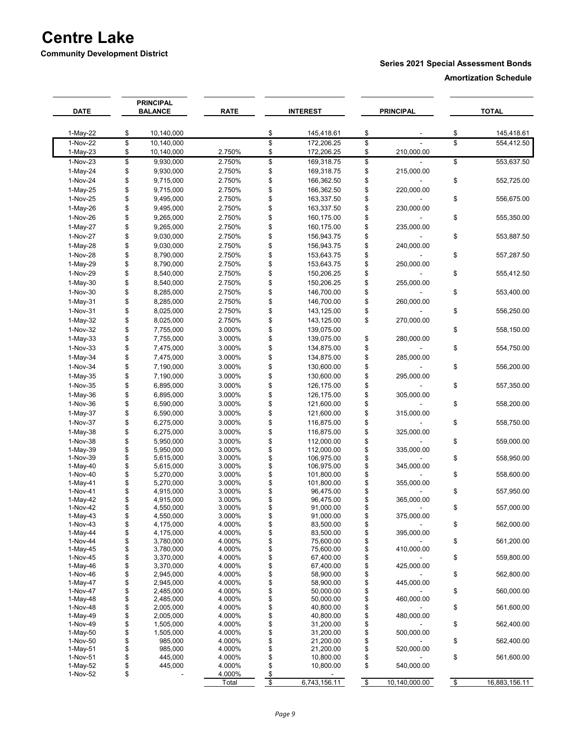# Centre Lake

**Community Development District**

**Series 2021 Special Assessment Bonds**

**Amortization Schedule**

| DATE | PRINCIPAL BALANCE | RATE | INTEREST | PRINCIPAL | TOTAL |
|---|---|---|---|---|---|
| 1-May-22 | $ 10,140,000 | | $ 145,418.61 | $ - | $ 145,418.61 |
| 1-Nov-22 | $ 10,140,000 | | $ 172,206.25 | $ - | $ 554,412.50 |
| 1-May-23 | $ 10,140,000 | 2.750% | $ 172,206.25 | $ 210,000.00 | |
| 1-Nov-23 | $ 9,930,000 | 2.750% | $ 169,318.75 | $ - | $ 553,637.50 |
| 1-May-24 | $ 9,930,000 | 2.750% | $ 169,318.75 | $ 215,000.00 | |
| 1-Nov-24 | $ 9,715,000 | 2.750% | $ 166,362.50 | $ - | $ 552,725.00 |
| 1-May-25 | $ 9,715,000 | 2.750% | $ 166,362.50 | $ 220,000.00 | |
| 1-Nov-25 | $ 9,495,000 | 2.750% | $ 163,337.50 | $ - | $ 556,675.00 |
| 1-May-26 | $ 9,495,000 | 2.750% | $ 163,337.50 | $ 230,000.00 | |
| 1-Nov-26 | $ 9,265,000 | 2.750% | $ 160,175.00 | $ - | $ 555,350.00 |
| 1-May-27 | $ 9,265,000 | 2.750% | $ 160,175.00 | $ 235,000.00 | |
| 1-Nov-27 | $ 9,030,000 | 2.750% | $ 156,943.75 | $ - | $ 553,887.50 |
| 1-May-28 | $ 9,030,000 | 2.750% | $ 156,943.75 | $ 240,000.00 | |
| 1-Nov-28 | $ 8,790,000 | 2.750% | $ 153,643.75 | $ - | $ 557,287.50 |
| 1-May-29 | $ 8,790,000 | 2.750% | $ 153,643.75 | $ 250,000.00 | |
| 1-Nov-29 | $ 8,540,000 | 2.750% | $ 150,206.25 | $ - | $ 555,412.50 |
| 1-May-30 | $ 8,540,000 | 2.750% | $ 150,206.25 | $ 255,000.00 | |
| 1-Nov-30 | $ 8,285,000 | 2.750% | $ 146,700.00 | $ - | $ 553,400.00 |
| 1-May-31 | $ 8,285,000 | 2.750% | $ 146,700.00 | $ 260,000.00 | |
| 1-Nov-31 | $ 8,025,000 | 2.750% | $ 143,125.00 | $ - | $ 556,250.00 |
| 1-May-32 | $ 8,025,000 | 2.750% | $ 143,125.00 | $ 270,000.00 | |
| 1-Nov-32 | $ 7,755,000 | 3.000% | $ 139,075.00 | | $ 558,150.00 |
| 1-May-33 | $ 7,755,000 | 3.000% | $ 139,075.00 | $ 280,000.00 | |
| 1-Nov-33 | $ 7,475,000 | 3.000% | $ 134,875.00 | $ - | $ 554,750.00 |
| 1-May-34 | $ 7,475,000 | 3.000% | $ 134,875.00 | $ 285,000.00 | |
| 1-Nov-34 | $ 7,190,000 | 3.000% | $ 130,600.00 | $ - | $ 556,200.00 |
| 1-May-35 | $ 7,190,000 | 3.000% | $ 130,600.00 | $ 295,000.00 | |
| 1-Nov-35 | $ 6,895,000 | 3.000% | $ 126,175.00 | $ - | $ 557,350.00 |
| 1-May-36 | $ 6,895,000 | 3.000% | $ 126,175.00 | $ 305,000.00 | |
| 1-Nov-36 | $ 6,590,000 | 3.000% | $ 121,600.00 | $ - | $ 558,200.00 |
| 1-May-37 | $ 6,590,000 | 3.000% | $ 121,600.00 | $ 315,000.00 | |
| 1-Nov-37 | $ 6,275,000 | 3.000% | $ 116,875.00 | $ - | $ 558,750.00 |
| 1-May-38 | $ 6,275,000 | 3.000% | $ 116,875.00 | $ 325,000.00 | |
| 1-Nov-38 | $ 5,950,000 | 3.000% | $ 112,000.00 | $ - | $ 559,000.00 |
| 1-May-39 | $ 5,950,000 | 3.000% | $ 112,000.00 | $ 335,000.00 | |
| 1-Nov-39 | $ 5,615,000 | 3.000% | $ 106,975.00 | $ - | $ 558,950.00 |
| 1-May-40 | $ 5,615,000 | 3.000% | $ 106,975.00 | $ 345,000.00 | |
| 1-Nov-40 | $ 5,270,000 | 3.000% | $ 101,800.00 | $ - | $ 558,600.00 |
| 1-May-41 | $ 5,270,000 | 3.000% | $ 101,800.00 | $ 355,000.00 | |
| 1-Nov-41 | $ 4,915,000 | 3.000% | $ 96,475.00 | $ - | $ 557,950.00 |
| 1-May-42 | $ 4,915,000 | 3.000% | $ 96,475.00 | $ 365,000.00 | |
| 1-Nov-42 | $ 4,550,000 | 3.000% | $ 91,000.00 | $ - | $ 557,000.00 |
| 1-May-43 | $ 4,550,000 | 3.000% | $ 91,000.00 | $ 375,000.00 | |
| 1-Nov-43 | $ 4,175,000 | 4.000% | $ 83,500.00 | $ - | $ 562,000.00 |
| 1-May-44 | $ 4,175,000 | 4.000% | $ 83,500.00 | $ 395,000.00 | |
| 1-Nov-44 | $ 3,780,000 | 4.000% | $ 75,600.00 | $ - | $ 561,200.00 |
| 1-May-45 | $ 3,780,000 | 4.000% | $ 75,600.00 | $ 410,000.00 | |
| 1-Nov-45 | $ 3,370,000 | 4.000% | $ 67,400.00 | $ - | $ 559,800.00 |
| 1-May-46 | $ 3,370,000 | 4.000% | $ 67,400.00 | $ 425,000.00 | |
| 1-Nov-46 | $ 2,945,000 | 4.000% | $ 58,900.00 | $ - | $ 562,800.00 |
| 1-May-47 | $ 2,945,000 | 4.000% | $ 58,900.00 | $ 445,000.00 | |
| 1-Nov-47 | $ 2,485,000 | 4.000% | $ 50,000.00 | $ - | $ 560,000.00 |
| 1-May-48 | $ 2,485,000 | 4.000% | $ 50,000.00 | $ 460,000.00 | |
| 1-Nov-48 | $ 2,005,000 | 4.000% | $ 40,800.00 | $ - | $ 561,600.00 |
| 1-May-49 | $ 2,005,000 | 4.000% | $ 40,800.00 | $ 480,000.00 | |
| 1-Nov-49 | $ 1,505,000 | 4.000% | $ 31,200.00 | $ - | $ 562,400.00 |
| 1-May-50 | $ 1,505,000 | 4.000% | $ 31,200.00 | $ 500,000.00 | |
| 1-Nov-50 | $ 985,000 | 4.000% | $ 21,200.00 | $ - | $ 562,400.00 |
| 1-May-51 | $ 985,000 | 4.000% | $ 21,200.00 | $ 520,000.00 | |
| 1-Nov-51 | $ 445,000 | 4.000% | $ 10,800.00 | $ - | $ 561,600.00 |
| 1-May-52 | $ 445,000 | 4.000% | $ 10,800.00 | $ 540,000.00 | |
| 1-Nov-52 | $ - | 4.000% | $ - | | |
| | | Total | $ 6,743,156.11 | $ 10,140,000.00 | $ 16,883,156.11 |